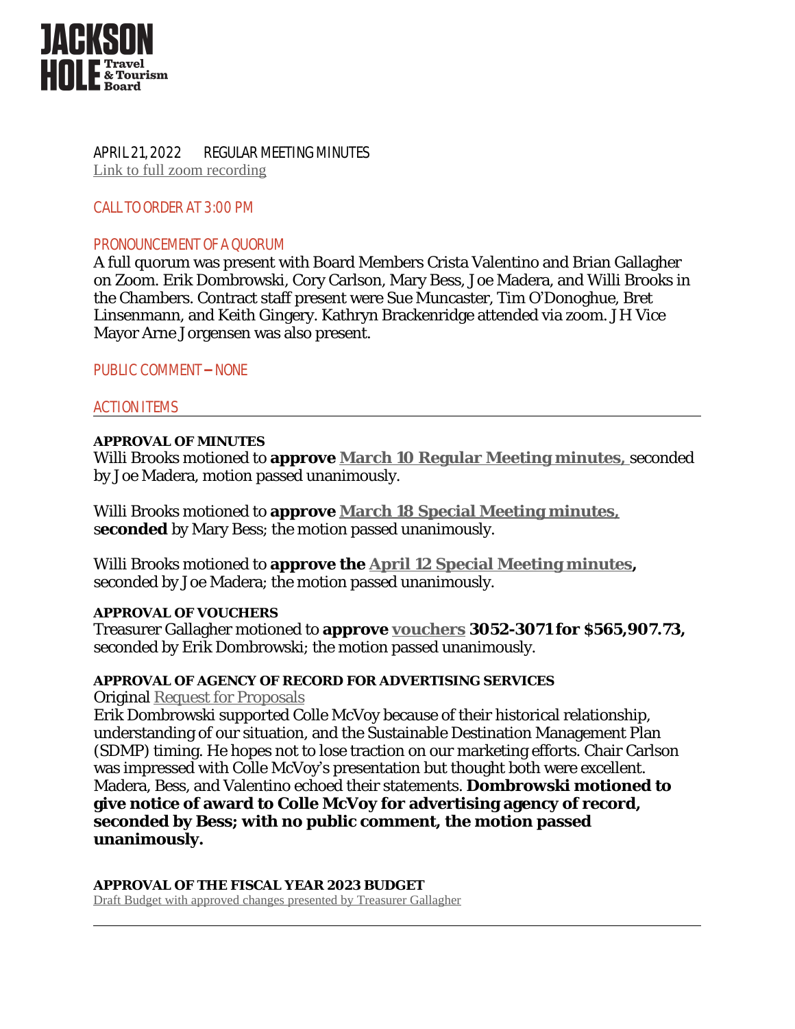# JACKSON HOLE Travel & Tourism Board

APRIL 21, 2022    REGULAR MEETING MINUTES

Link to full zoom recording

## CALL TO ORDER AT 3:00 PM

## PRONOUNCEMENT OF A QUORUM

A full quorum was present with Board Members Crista Valentino and Brian Gallagher on Zoom. Erik Dombrowski, Cory Carlson, Mary Bess, Joe Madera, and Willi Brooks in the Chambers. Contract staff present were Sue Muncaster, Tim O'Donoghue, Bret Linsenmann, and Keith Gingery. Kathryn Brackenridge attended via zoom. JH Vice Mayor Arne Jorgensen was also present.

## PUBLIC COMMENT – NONE

## ACTION ITEMS

### APPROVAL OF MINUTES

Willi Brooks motioned to **approve March 10 Regular Meeting minutes,** seconded by Joe Madera, motion passed unanimously.

Willi Brooks motioned to **approve March 18 Special Meeting minutes,** s**econded** by Mary Bess; the motion passed unanimously.

Willi Brooks motioned to **approve the April 12 Special Meeting minutes,** seconded by Joe Madera; the motion passed unanimously.

### APPROVAL OF VOUCHERS

Treasurer Gallagher motioned to **approve vouchers 3052-3071 for $565,907.73,** seconded by Erik Dombrowski; the motion passed unanimously.

### APPROVAL OF AGENCY OF RECORD FOR ADVERTISING SERVICES

Original Request for Proposals

Erik Dombrowski supported Colle McVoy because of their historical relationship, understanding of our situation, and the Sustainable Destination Management Plan (SDMP) timing. He hopes not to lose traction on our marketing efforts. Chair Carlson was impressed with Colle McVoy's presentation but thought both were excellent. Madera, Bess, and Valentino echoed their statements. **Dombrowski motioned to give notice of award to Colle McVoy for advertising agency of record, seconded by Bess; with no public comment, the motion passed unanimously.**

### APPROVAL OF THE FISCAL YEAR 2023 BUDGET

Draft Budget with approved changes presented by Treasurer Gallagher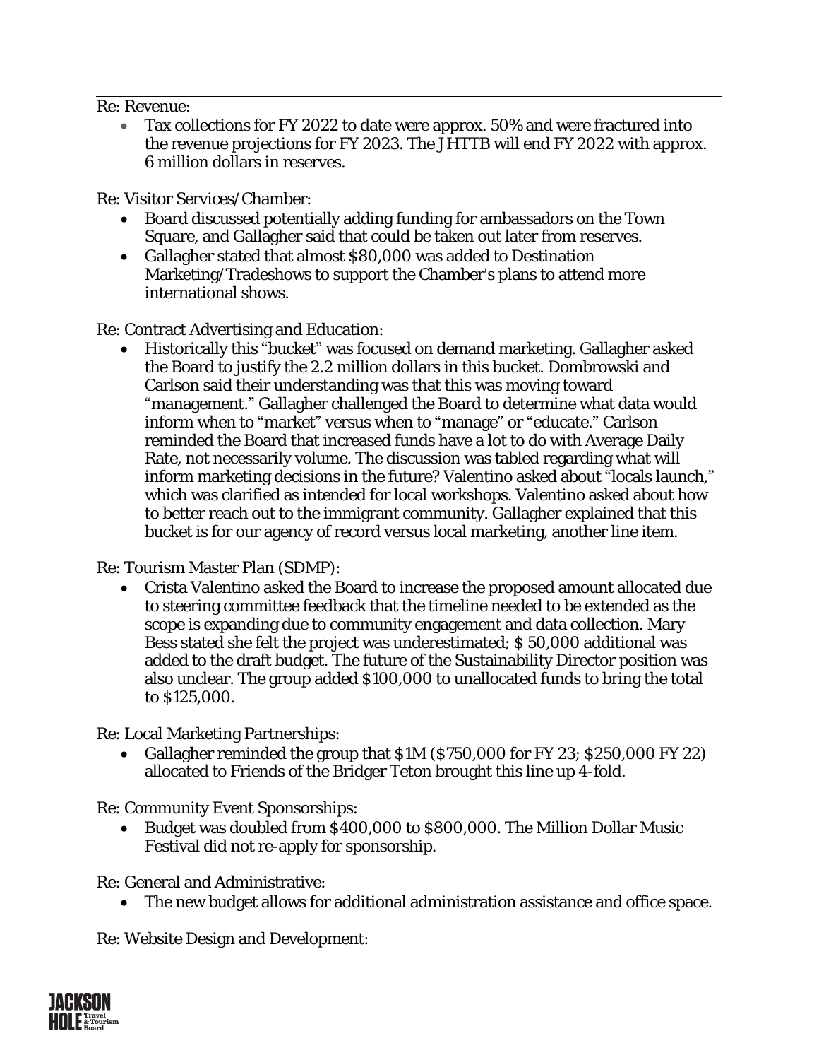Re: Revenue:

- Tax collections for FY 2022 to date were approx. 50% and were fractured into the revenue projections for FY 2023. The JHTTB will end FY 2022 with approx. 6 million dollars in reserves.

Re: Visitor Services/Chamber:

- Board discussed potentially adding funding for ambassadors on the Town Square, and Gallagher said that could be taken out later from reserves.
- Gallagher stated that almost $80,000 was added to Destination Marketing/Tradeshows to support the Chamber's plans to attend more international shows.

Re: Contract Advertising and Education:

- Historically this "bucket" was focused on demand marketing. Gallagher asked the Board to justify the 2.2 million dollars in this bucket. Dombrowski and Carlson said their understanding was that this was moving toward "management." Gallagher challenged the Board to determine what data would inform when to "market" versus when to "manage" or "educate." Carlson reminded the Board that increased funds have a lot to do with Average Daily Rate, not necessarily volume. The discussion was tabled regarding what will inform marketing decisions in the future? Valentino asked about "locals launch," which was clarified as intended for local workshops. Valentino asked about how to better reach out to the immigrant community. Gallagher explained that this bucket is for our agency of record versus local marketing, another line item.

Re: Tourism Master Plan (SDMP):

- Crista Valentino asked the Board to increase the proposed amount allocated due to steering committee feedback that the timeline needed to be extended as the scope is expanding due to community engagement and data collection. Mary Bess stated she felt the project was underestimated; $ 50,000 additional was added to the draft budget. The future of the Sustainability Director position was also unclear. The group added $100,000 to unallocated funds to bring the total to $125,000.

Re: Local Marketing Partnerships:

- Gallagher reminded the group that $1M ($750,000 for FY 23; $250,000 FY 22) allocated to Friends of the Bridger Teton brought this line up 4-fold.

Re: Community Event Sponsorships:

- Budget was doubled from $400,000 to $800,000. The Million Dollar Music Festival did not re-apply for sponsorship.

Re: General and Administrative:

- The new budget allows for additional administration assistance and office space.

Re: Website Design and Development: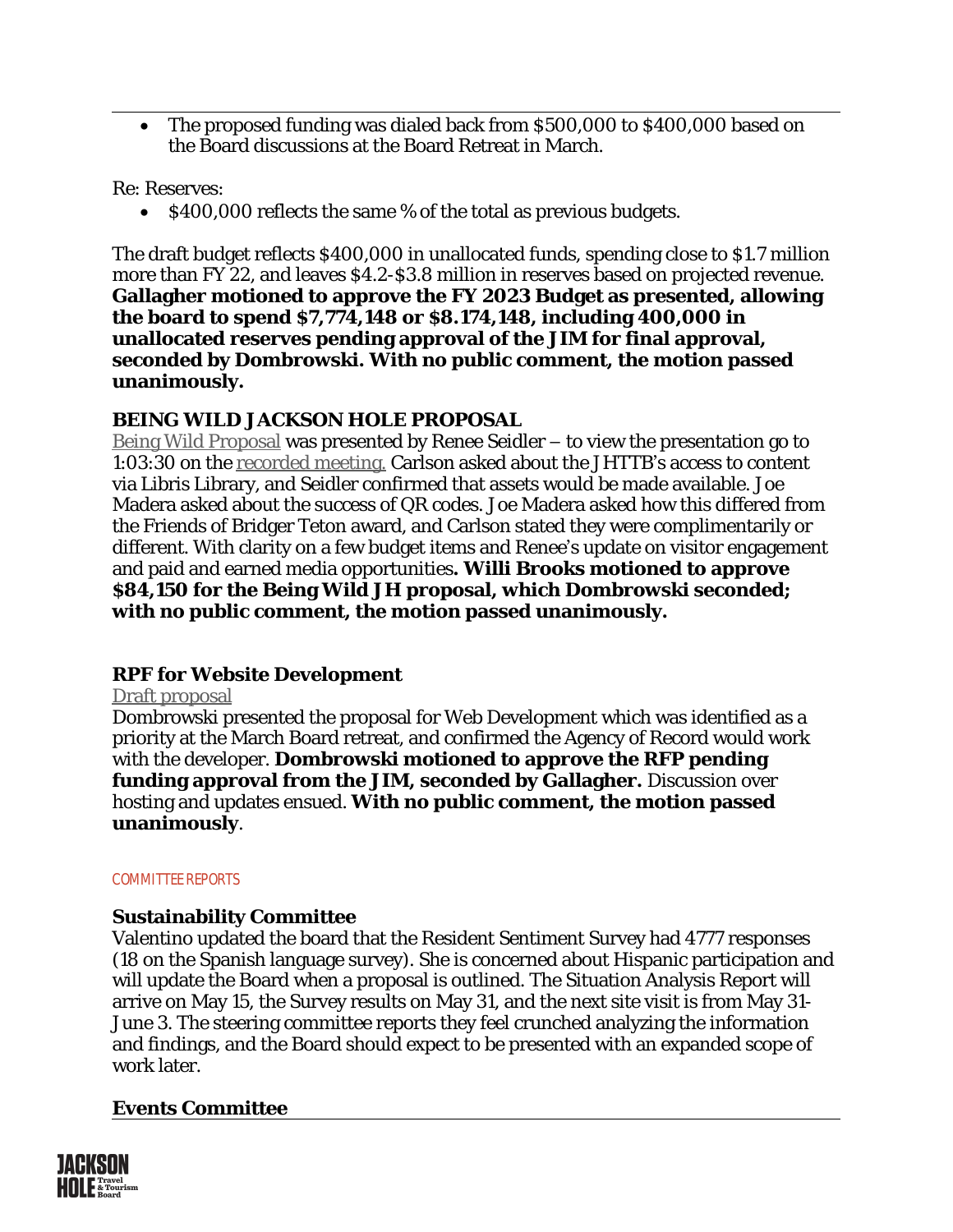- The proposed funding was dialed back from $500,000 to $400,000 based on the Board discussions at the Board Retreat in March.

Re: Reserves:

- $400,000 reflects the same % of the total as previous budgets.

The draft budget reflects $400,000 in unallocated funds, spending close to $1.7 million more than FY 22, and leaves $4.2-$3.8 million in reserves based on projected revenue. **Gallagher motioned to approve the FY 2023 Budget as presented, allowing the board to spend $7,774,148 or $8.174,148, including 400,000 in unallocated reserves pending approval of the JIM for final approval, seconded by Dombrowski. With no public comment, the motion passed unanimously.**

### BEING WILD JACKSON HOLE PROPOSAL

Being Wild Proposal was presented by Renee Seidler – to view the presentation go to 1:03:30 on the recorded meeting. Carlson asked about the JHTTB's access to content via Libris Library, and Seidler confirmed that assets would be made available. Joe Madera asked about the success of QR codes. Joe Madera asked how this differed from the Friends of Bridger Teton award, and Carlson stated they were complimentarily or different. With clarity on a few budget items and Renee's update on visitor engagement and paid and earned media opportunities**. Willi Brooks motioned to approve $84,150 for the Being Wild JH proposal, which Dombrowski seconded; with no public comment, the motion passed unanimously.**

### RPF for Website Development

Draft proposal

Dombrowski presented the proposal for Web Development which was identified as a priority at the March Board retreat, and confirmed the Agency of Record would work with the developer. **Dombrowski motioned to approve the RFP pending funding approval from the JIM, seconded by Gallagher.** Discussion over hosting and updates ensued. **With no public comment, the motion passed unanimously**.

COMMITTEE REPORTS

### Sustainability Committee

Valentino updated the board that the Resident Sentiment Survey had 4777 responses (18 on the Spanish language survey). She is concerned about Hispanic participation and will update the Board when a proposal is outlined. The Situation Analysis Report will arrive on May 15, the Survey results on May 31, and the next site visit is from May 31-June 3. The steering committee reports they feel crunched analyzing the information and findings, and the Board should expect to be presented with an expanded scope of work later.

### Events Committee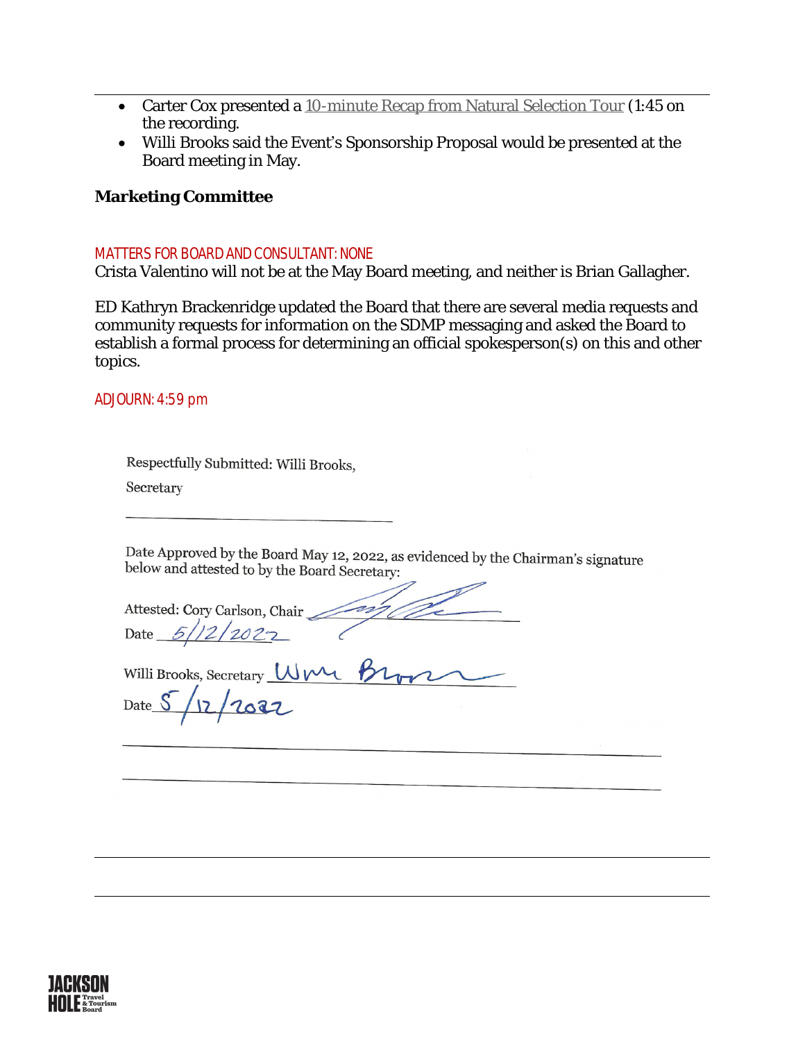- Carter Cox presented a 10-minute Recap from Natural Selection Tour (1:45 on the recording.
- Willi Brooks said the Event's Sponsorship Proposal would be presented at the Board meeting in May.

**Marketing Committee**

MATTERS FOR BOARD AND CONSULTANT: NONE

Crista Valentino will not be at the May Board meeting, and neither is Brian Gallagher.

ED Kathryn Brackenridge updated the Board that there are several media requests and community requests for information on the SDMP messaging and asked the Board to establish a formal process for determining an official spokesperson(s) on this and other topics.

ADJOURN: 4:59 pm

Respectfully Submitted: Willi Brooks,

Secretary

Date Approved by the Board May 12, 2022, as evidenced by the Chairman's signature below and attested to by the Board Secretary:

Attested: Cory Carlson, Chair ___

Date 5/12/2022

Willi Brooks, Secretary Wm Brooks

Date 5/12/2022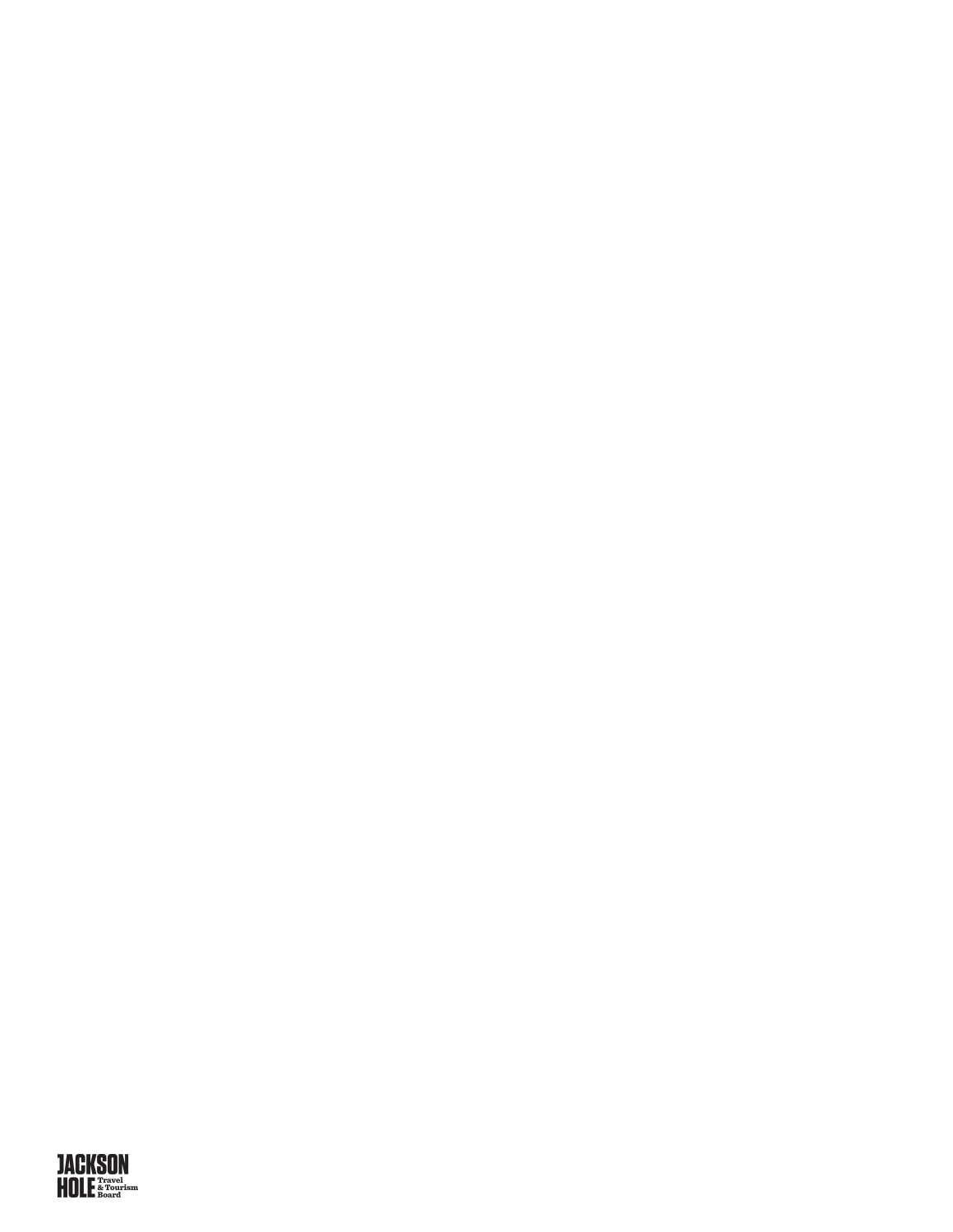JACKSON HOLE Travel & Tourism Board